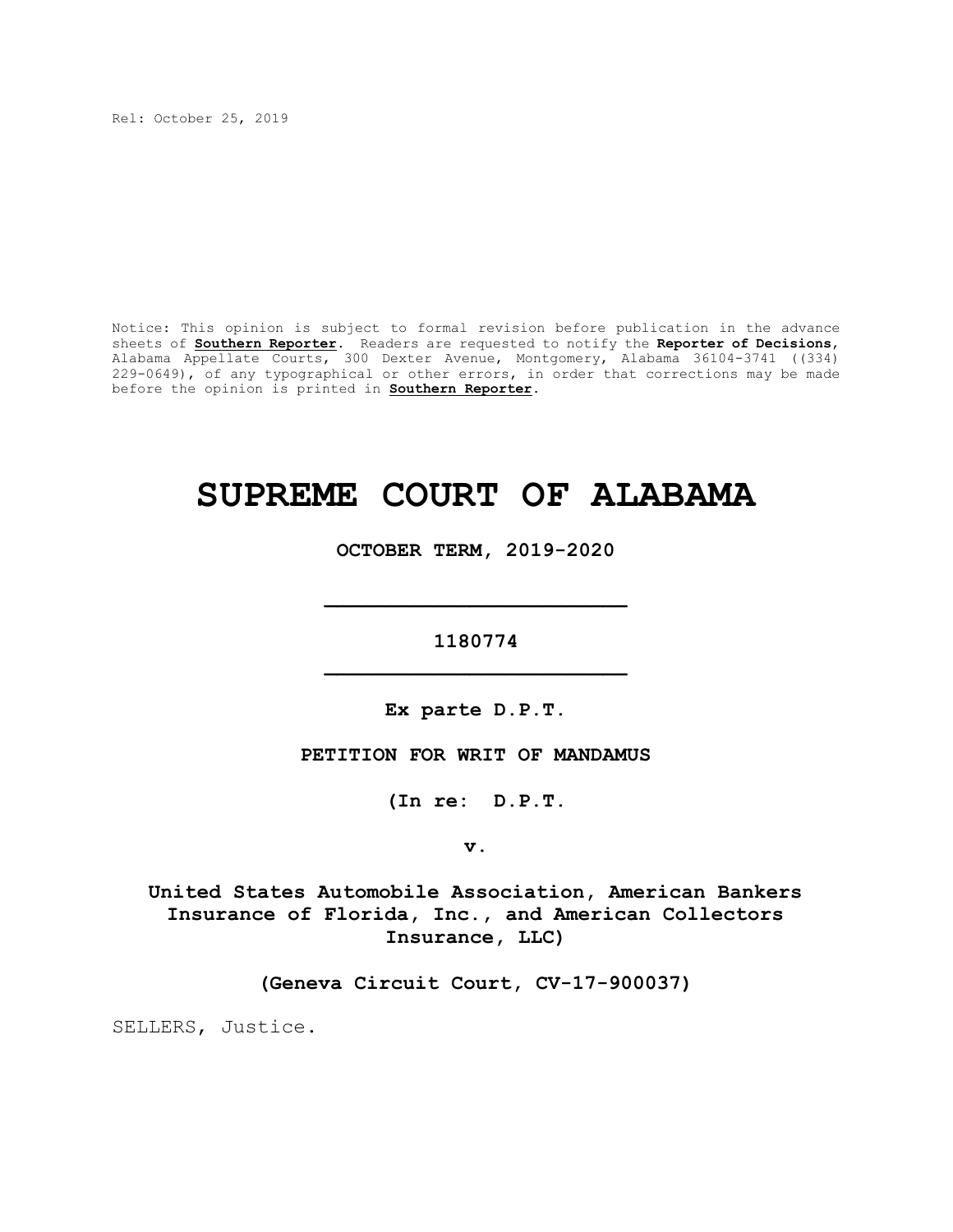Rel: October 25, 2019

Notice: This opinion is subject to formal revision before publication in the advance sheets of **Southern Reporter**. Readers are requested to notify the **Reporter of Decisions**, Alabama Appellate Courts, 300 Dexter Avenue, Montgomery, Alabama 36104-3741 ((334) 229-0649), of any typographical or other errors, in order that corrections may be made before the opinion is printed in **Southern Reporter**.

# SUPREME COURT OF ALABAMA

**OCTOBER TERM, 2019-2020**

---

**1180774**

---

**Ex parte D.P.T.**

**PETITION FOR WRIT OF MANDAMUS**

**(In re: D.P.T.**

**v.**

**United States Automobile Association, American Bankers Insurance of Florida, Inc., and American Collectors Insurance, LLC)**

**(Geneva Circuit Court, CV-17-900037)**

SELLERS, Justice.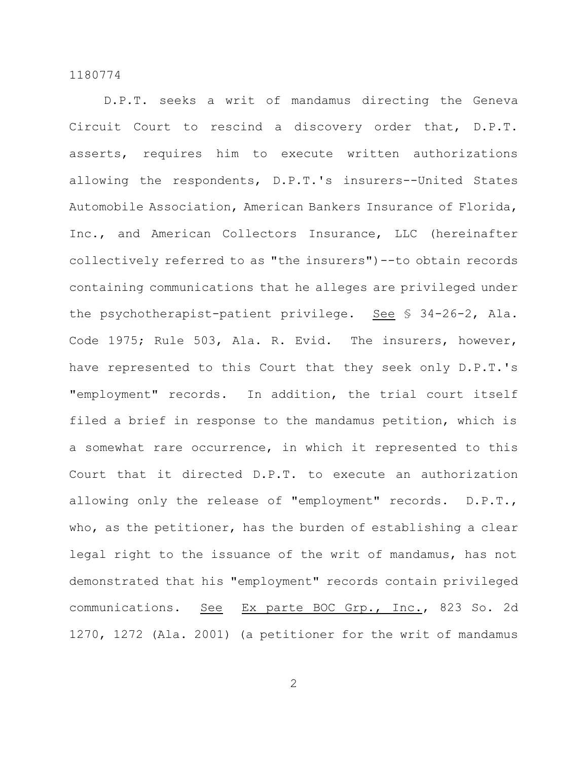D.P.T. seeks a writ of mandamus directing the Geneva Circuit Court to rescind a discovery order that, D.P.T. asserts, requires him to execute written authorizations allowing the respondents, D.P.T.'s insurers--United States Automobile Association, American Bankers Insurance of Florida, Inc., and American Collectors Insurance, LLC (hereinafter collectively referred to as "the insurers")--to obtain records containing communications that he alleges are privileged under the psychotherapist-patient privilege. See § 34-26-2, Ala. Code 1975; Rule 503, Ala. R. Evid. The insurers, however, have represented to this Court that they seek only D.P.T.'s "employment" records. In addition, the trial court itself filed a brief in response to the mandamus petition, which is a somewhat rare occurrence, in which it represented to this Court that it directed D.P.T. to execute an authorization allowing only the release of "employment" records. D.P.T., who, as the petitioner, has the burden of establishing a clear legal right to the issuance of the writ of mandamus, has not demonstrated that his "employment" records contain privileged communications. See Ex parte BOC Grp., Inc., 823 So. 2d 1270, 1272 (Ala. 2001) (a petitioner for the writ of mandamus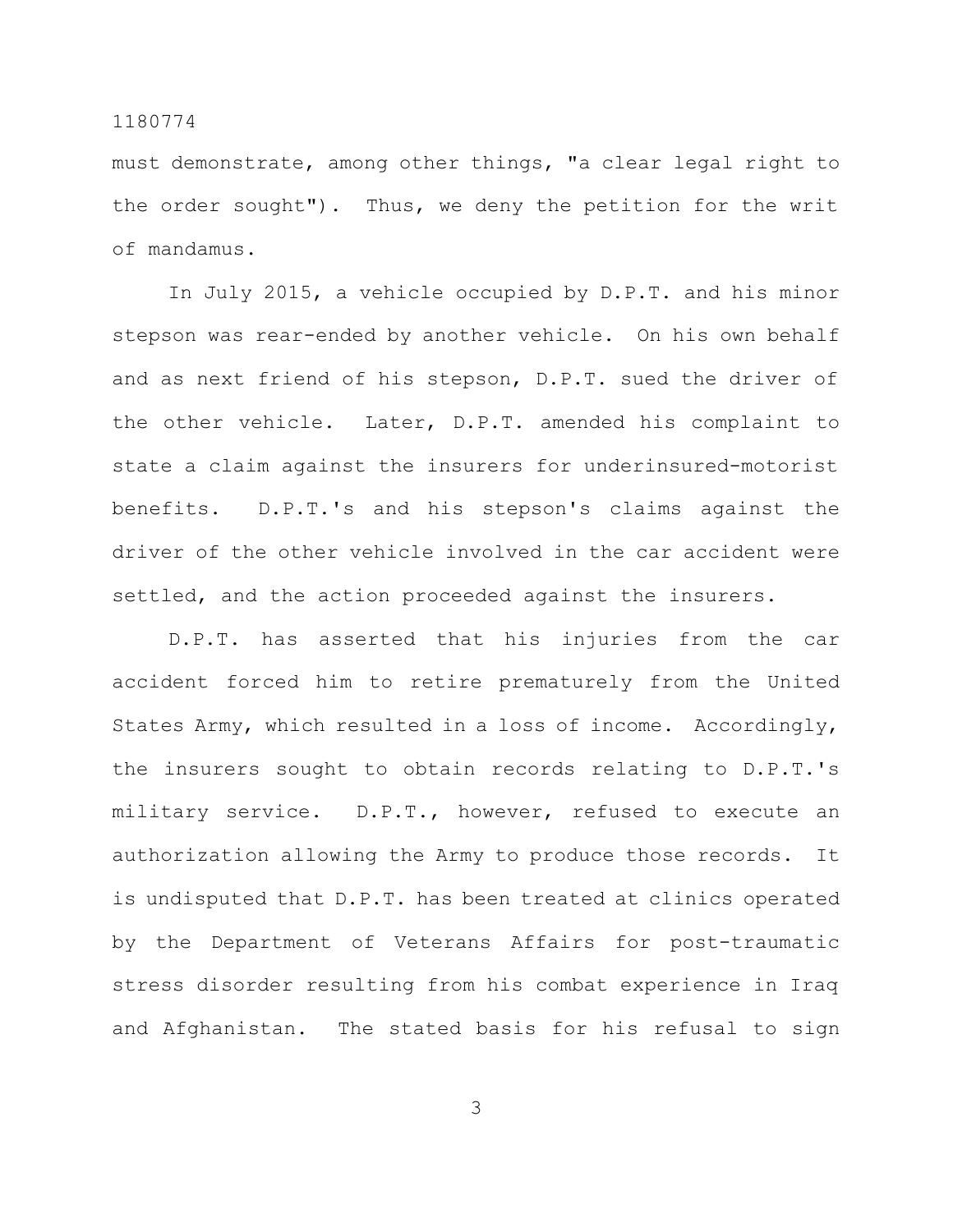must demonstrate, among other things, "a clear legal right to the order sought"). Thus, we deny the petition for the writ of mandamus.

In July 2015, a vehicle occupied by D.P.T. and his minor stepson was rear-ended by another vehicle. On his own behalf and as next friend of his stepson, D.P.T. sued the driver of the other vehicle. Later, D.P.T. amended his complaint to state a claim against the insurers for underinsured-motorist benefits. D.P.T.'s and his stepson's claims against the driver of the other vehicle involved in the car accident were settled, and the action proceeded against the insurers.

D.P.T. has asserted that his injuries from the car accident forced him to retire prematurely from the United States Army, which resulted in a loss of income. Accordingly, the insurers sought to obtain records relating to D.P.T.'s military service. D.P.T., however, refused to execute an authorization allowing the Army to produce those records. It is undisputed that D.P.T. has been treated at clinics operated by the Department of Veterans Affairs for post-traumatic stress disorder resulting from his combat experience in Iraq and Afghanistan. The stated basis for his refusal to sign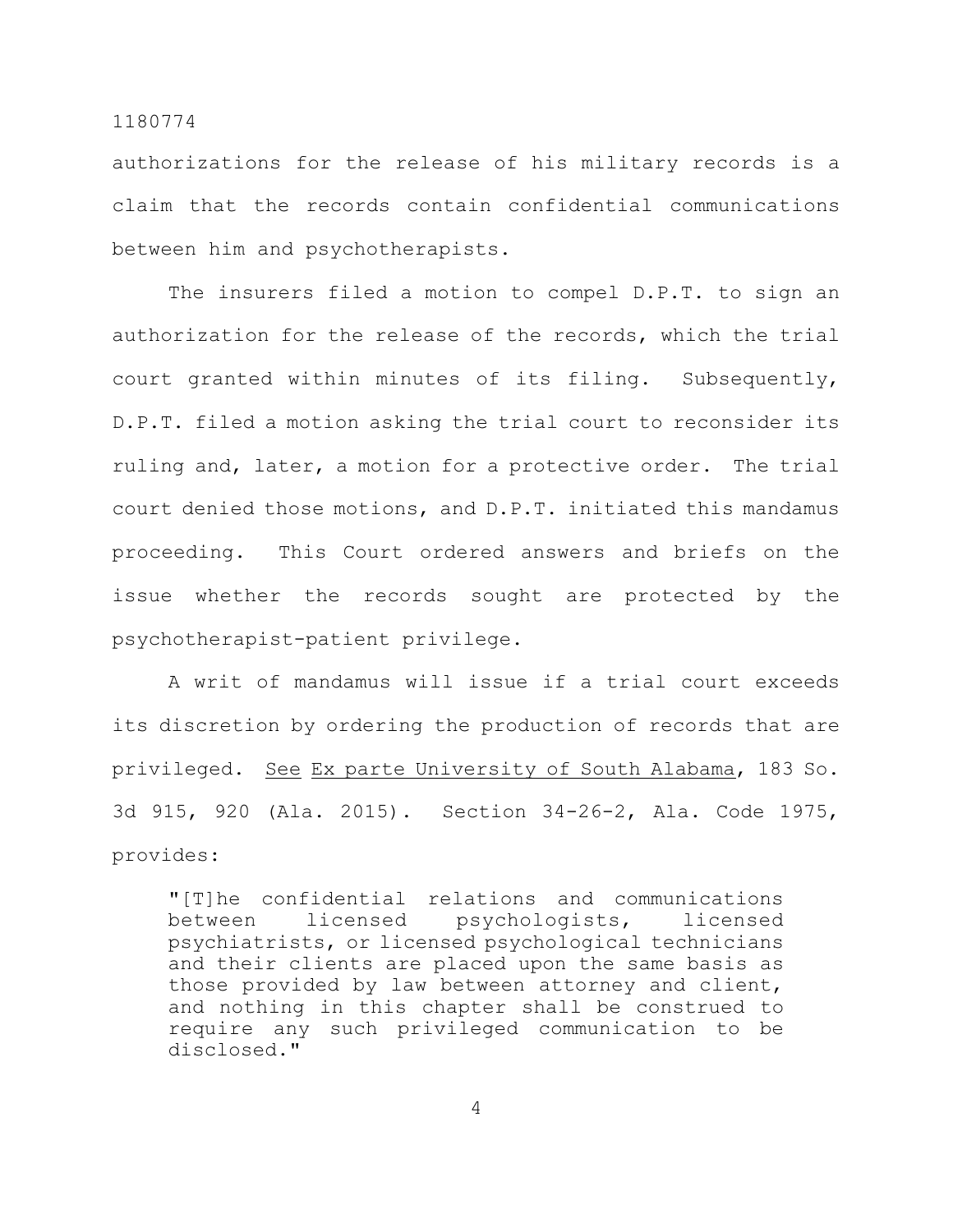authorizations for the release of his military records is a claim that the records contain confidential communications between him and psychotherapists.

The insurers filed a motion to compel D.P.T. to sign an authorization for the release of the records, which the trial court granted within minutes of its filing. Subsequently, D.P.T. filed a motion asking the trial court to reconsider its ruling and, later, a motion for a protective order. The trial court denied those motions, and D.P.T. initiated this mandamus proceeding. This Court ordered answers and briefs on the issue whether the records sought are protected by the psychotherapist-patient privilege.

A writ of mandamus will issue if a trial court exceeds its discretion by ordering the production of records that are privileged. See Ex parte University of South Alabama, 183 So. 3d 915, 920 (Ala. 2015). Section 34-26-2, Ala. Code 1975, provides:

> "[T]he confidential relations and communications between licensed psychologists, licensed psychiatrists, or licensed psychological technicians and their clients are placed upon the same basis as those provided by law between attorney and client, and nothing in this chapter shall be construed to require any such privileged communication to be disclosed."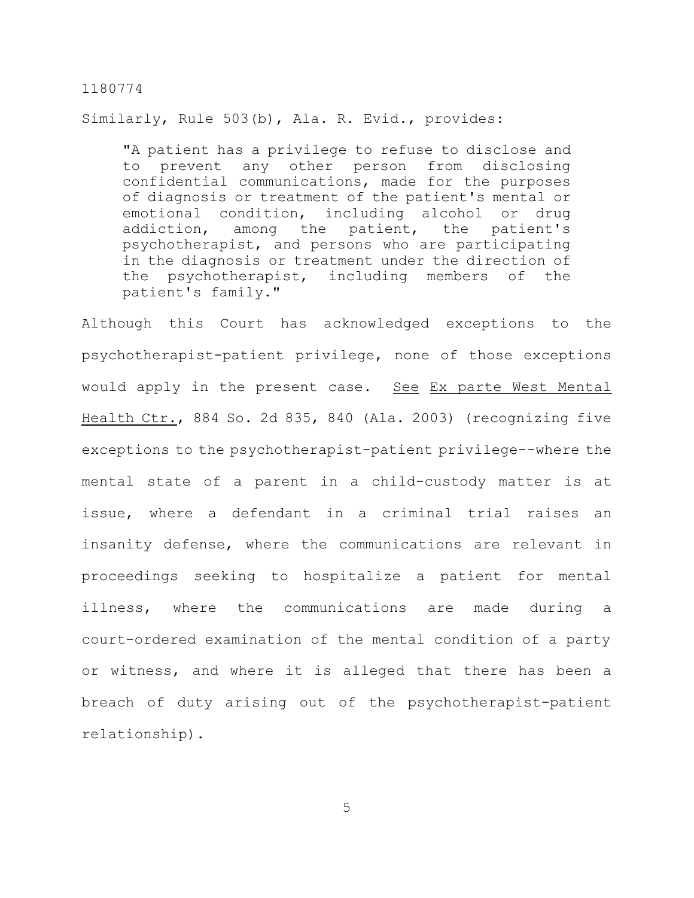Similarly, Rule 503(b), Ala. R. Evid., provides:

> "A patient has a privilege to refuse to disclose and to prevent any other person from disclosing confidential communications, made for the purposes of diagnosis or treatment of the patient's mental or emotional condition, including alcohol or drug addiction, among the patient, the patient's psychotherapist, and persons who are participating in the diagnosis or treatment under the direction of the psychotherapist, including members of the patient's family."

Although this Court has acknowledged exceptions to the psychotherapist-patient privilege, none of those exceptions would apply in the present case. See Ex parte West Mental Health Ctr., 884 So. 2d 835, 840 (Ala. 2003) (recognizing five exceptions to the psychotherapist-patient privilege--where the mental state of a parent in a child-custody matter is at issue, where a defendant in a criminal trial raises an insanity defense, where the communications are relevant in proceedings seeking to hospitalize a patient for mental illness, where the communications are made during a court-ordered examination of the mental condition of a party or witness, and where it is alleged that there has been a breach of duty arising out of the psychotherapist-patient relationship).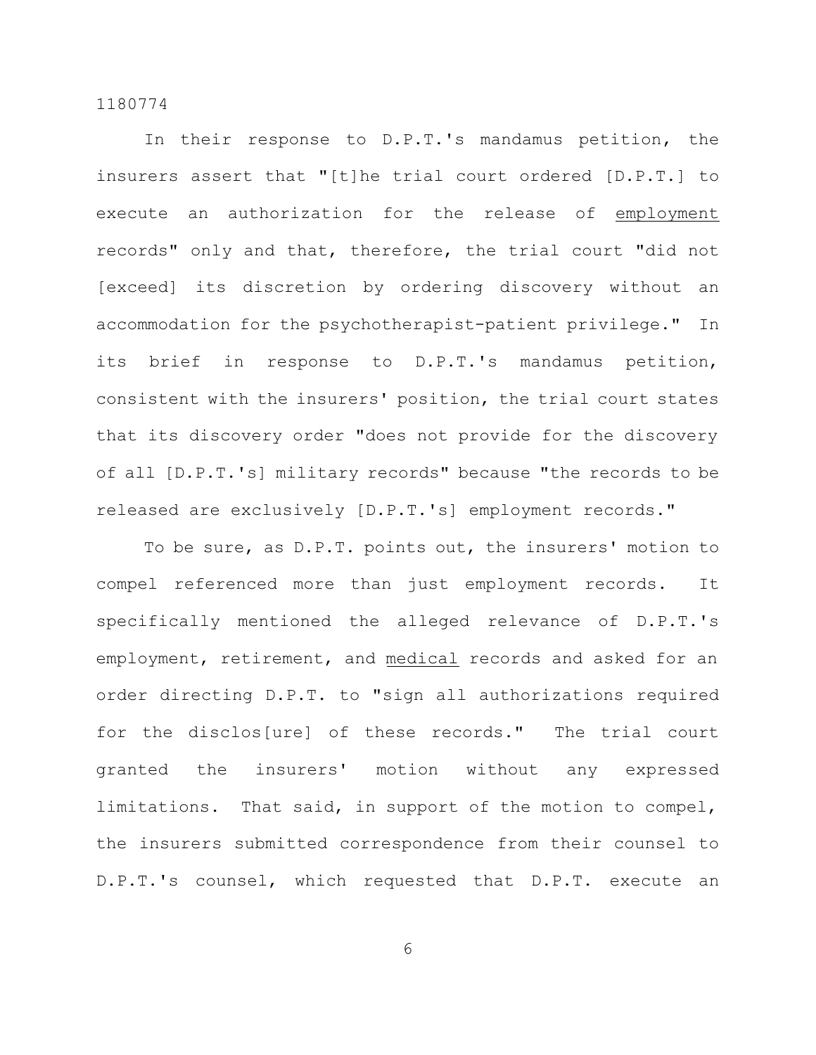In their response to D.P.T.'s mandamus petition, the insurers assert that "[t]he trial court ordered [D.P.T.] to execute an authorization for the release of <u>employment</u> records" only and that, therefore, the trial court "did not [exceed] its discretion by ordering discovery without an accommodation for the psychotherapist-patient privilege." In its brief in response to D.P.T.'s mandamus petition, consistent with the insurers' position, the trial court states that its discovery order "does not provide for the discovery of all [D.P.T.'s] military records" because "the records to be released are exclusively [D.P.T.'s] employment records."

To be sure, as D.P.T. points out, the insurers' motion to compel referenced more than just employment records. It specifically mentioned the alleged relevance of D.P.T.'s employment, retirement, and <u>medical</u> records and asked for an order directing D.P.T. to "sign all authorizations required for the disclos[ure] of these records." The trial court granted the insurers' motion without any expressed limitations. That said, in support of the motion to compel, the insurers submitted correspondence from their counsel to D.P.T.'s counsel, which requested that D.P.T. execute an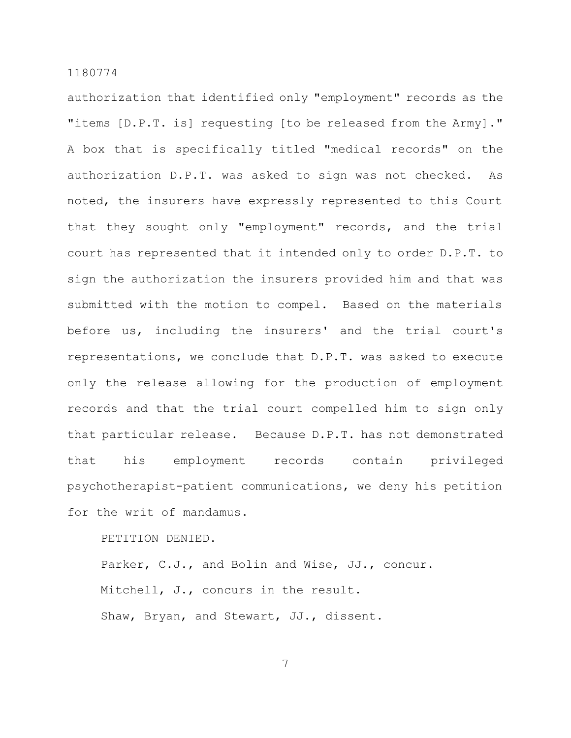authorization that identified only "employment" records as the "items [D.P.T. is] requesting [to be released from the Army]." A box that is specifically titled "medical records" on the authorization D.P.T. was asked to sign was not checked. As noted, the insurers have expressly represented to this Court that they sought only "employment" records, and the trial court has represented that it intended only to order D.P.T. to sign the authorization the insurers provided him and that was submitted with the motion to compel. Based on the materials before us, including the insurers' and the trial court's representations, we conclude that D.P.T. was asked to execute only the release allowing for the production of employment records and that the trial court compelled him to sign only that particular release. Because D.P.T. has not demonstrated that his employment records contain privileged psychotherapist-patient communications, we deny his petition for the writ of mandamus.

PETITION DENIED.

Parker, C.J., and Bolin and Wise, JJ., concur.

Mitchell, J., concurs in the result.

Shaw, Bryan, and Stewart, JJ., dissent.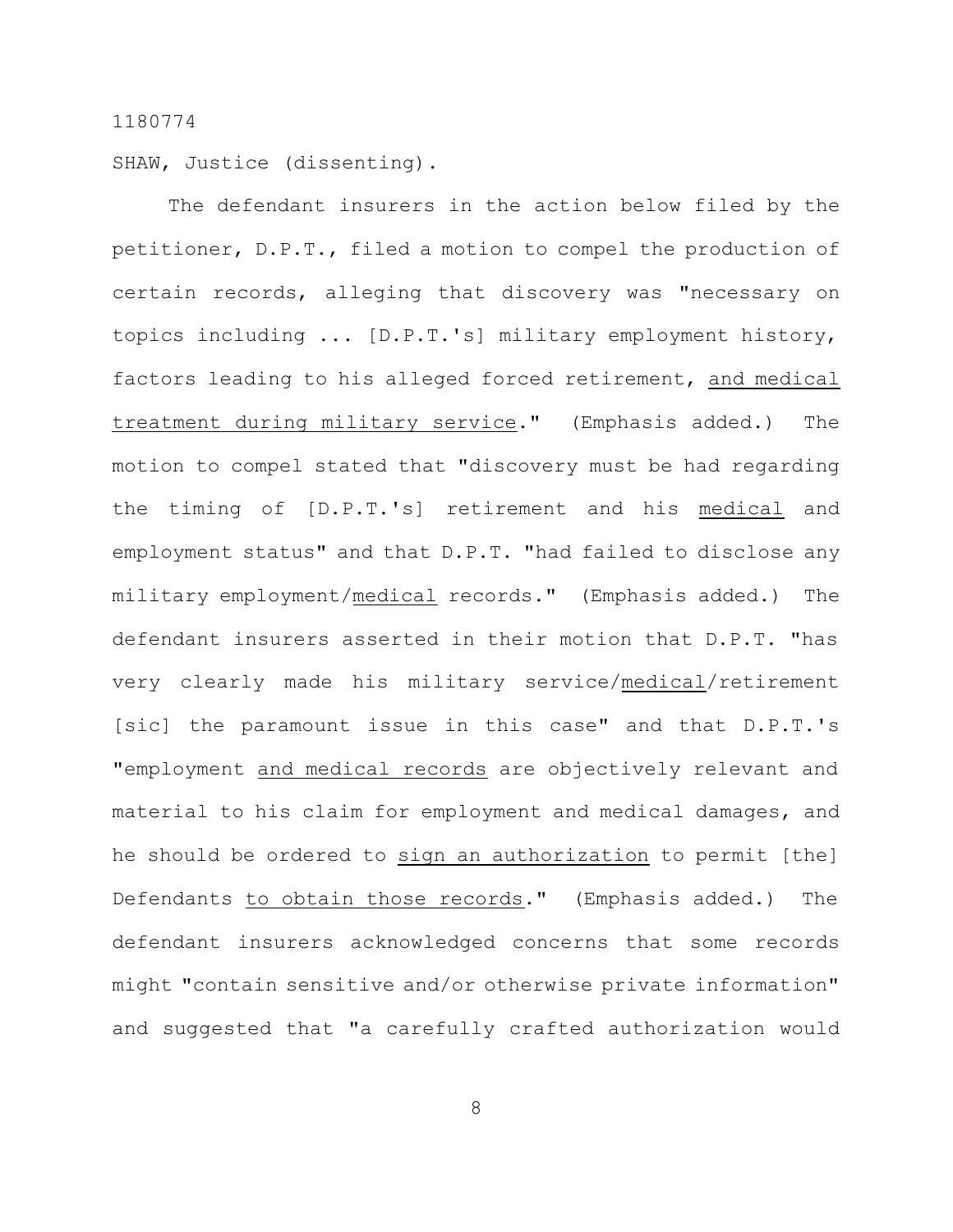SHAW, Justice (dissenting).

The defendant insurers in the action below filed by the petitioner, D.P.T., filed a motion to compel the production of certain records, alleging that discovery was "necessary on topics including ... [D.P.T.'s] military employment history, factors leading to his alleged forced retirement, <u>and medical treatment during military service</u>." (Emphasis added.) The motion to compel stated that "discovery must be had regarding the timing of [D.P.T.'s] retirement and his <u>medical</u> and employment status" and that D.P.T. "had failed to disclose any military employment/<u>medical</u> records." (Emphasis added.) The defendant insurers asserted in their motion that D.P.T. "has very clearly made his military service/<u>medical</u>/retirement [sic] the paramount issue in this case" and that D.P.T.'s "employment <u>and medical records</u> are objectively relevant and material to his claim for employment and medical damages, and he should be ordered to <u>sign an authorization</u> to permit [the] Defendants <u>to obtain those records</u>." (Emphasis added.) The defendant insurers acknowledged concerns that some records might "contain sensitive and/or otherwise private information" and suggested that "a carefully crafted authorization would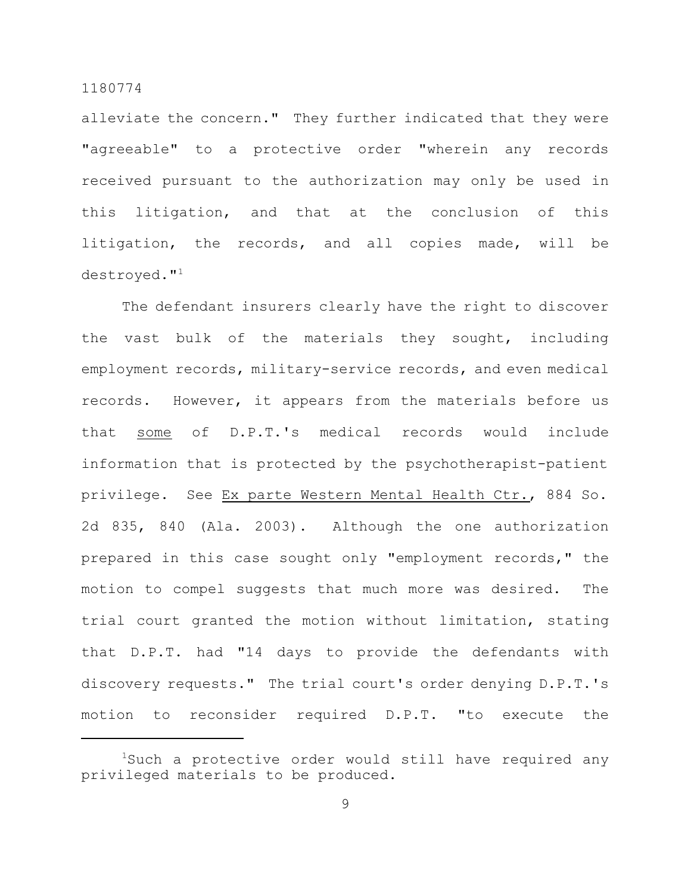alleviate the concern." They further indicated that they were "agreeable" to a protective order "wherein any records received pursuant to the authorization may only be used in this litigation, and that at the conclusion of this litigation, the records, and all copies made, will be destroyed."[1]

The defendant insurers clearly have the right to discover the vast bulk of the materials they sought, including employment records, military-service records, and even medical records. However, it appears from the materials before us that <u>some</u> of D.P.T.'s medical records would include information that is protected by the psychotherapist-patient privilege. See <u>Ex parte Western Mental Health Ctr.</u>, 884 So. 2d 835, 840 (Ala. 2003). Although the one authorization prepared in this case sought only "employment records," the motion to compel suggests that much more was desired. The trial court granted the motion without limitation, stating that D.P.T. had "14 days to provide the defendants with discovery requests." The trial court's order denying D.P.T.'s motion to reconsider required D.P.T. "to execute the

---

[1] Such a protective order would still have required any privileged materials to be produced.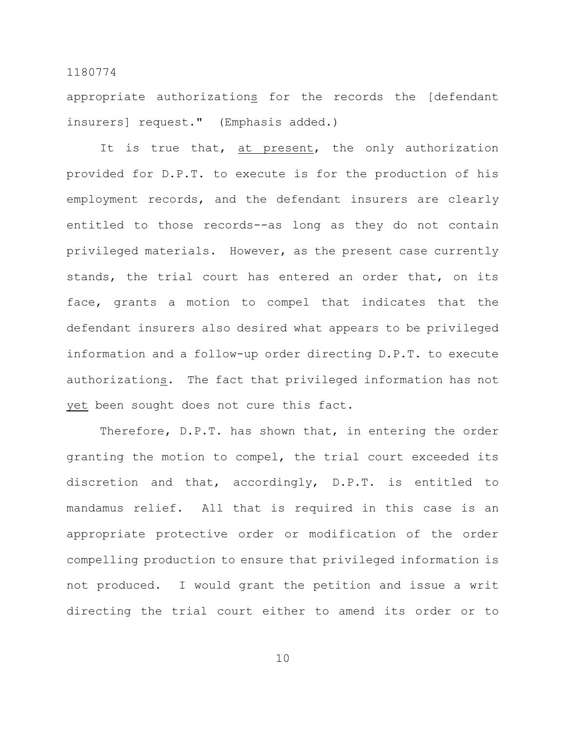appropriate authorization*s* for the records the [defendant insurers] request." (Emphasis added.)

It is true that, *at present*, the only authorization provided for D.P.T. to execute is for the production of his employment records, and the defendant insurers are clearly entitled to those records--as long as they do not contain privileged materials. However, as the present case currently stands, the trial court has entered an order that, on its face, grants a motion to compel that indicates that the defendant insurers also desired what appears to be privileged information and a follow-up order directing D.P.T. to execute authorization*s*. The fact that privileged information has not *yet* been sought does not cure this fact.

Therefore, D.P.T. has shown that, in entering the order granting the motion to compel, the trial court exceeded its discretion and that, accordingly, D.P.T. is entitled to mandamus relief. All that is required in this case is an appropriate protective order or modification of the order compelling production to ensure that privileged information is not produced. I would grant the petition and issue a writ directing the trial court either to amend its order or to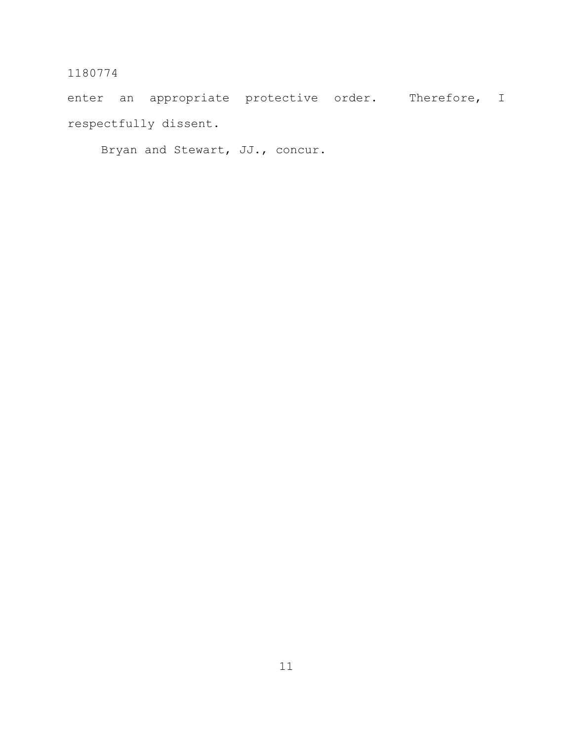enter an appropriate protective order. Therefore, I respectfully dissent.

Bryan and Stewart, JJ., concur.